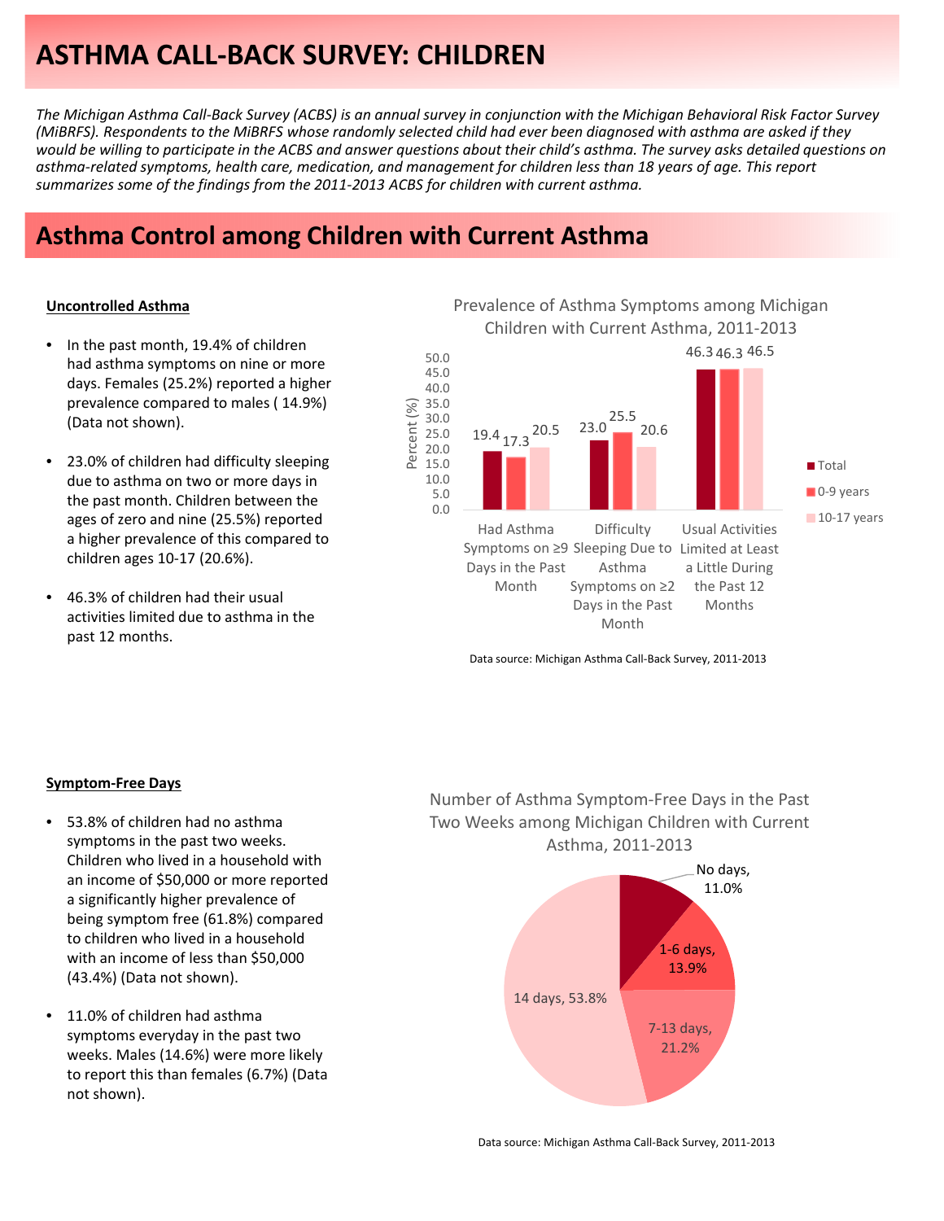# ASTHMA CALL-BACK SURVEY: CHILDREN

*The Michigan Asthma Call-Back Survey (ACBS) is an annual survey in conjunction with the Michigan Behavioral Risk Factor Survey (MiBRFS). Respondents to the MiBRFS whose randomly selected child had ever been diagnosed with asthma are asked if they would be willing to participate in the ACBS and answer questions about their child's asthma. The survey asks detailed questions on asthma-related symptoms, health care, medication, and management for children less than 18 years of age. This report summarizes some of the findings from the 2011-2013 ACBS for children with current asthma.*

## Asthma Control among Children with Current Asthma

**Uncontrolled Asthma**

- In the past month, 19.4% of children had asthma symptoms on nine or more days. Females (25.2%) reported a higher prevalence compared to males ( 14.9%) (Data not shown).
- 23.0% of children had difficulty sleeping due to asthma on two or more days in the past month. Children between the ages of zero and nine (25.5%) reported a higher prevalence of this compared to children ages 10-17 (20.6%).
- 46.3% of children had their usual activities limited due to asthma in the past 12 months.

Prevalence of Asthma Symptoms among Michigan Children with Current Asthma, 2011-2013

| Percent (%) | Total | 0-9 years | 10-17 years |
|---|---|---|---|
| Had Asthma Symptoms on ≥9 Days in the Past Month | 19.4 | 17.3 | 20.5 |
| Difficulty Sleeping Due to Asthma Symptoms on ≥2 Days in the Past Month | 23.0 | 25.5 | 20.6 |
| Usual Activities Limited at Least a Little During the Past 12 Months | 46.3 | 46.3 | 46.5 |

Data source: Michigan Asthma Call-Back Survey, 2011-2013

**Symptom-Free Days**

- 53.8% of children had no asthma symptoms in the past two weeks. Children who lived in a household with an income of $50,000 or more reported a significantly higher prevalence of being symptom free (61.8%) compared to children who lived in a household with an income of less than $50,000 (43.4%) (Data not shown).
- 11.0% of children had asthma symptoms everyday in the past two weeks. Males (14.6%) were more likely to report this than females (6.7%) (Data not shown).

Number of Asthma Symptom-Free Days in the Past Two Weeks among Michigan Children with Current Asthma, 2011-2013

| Symptom-Free Days | Percent |
|---|---|
| No days | 11.0% |
| 1-6 days | 13.9% |
| 7-13 days | 21.2% |
| 14 days | 53.8% |

Data source: Michigan Asthma Call-Back Survey, 2011-2013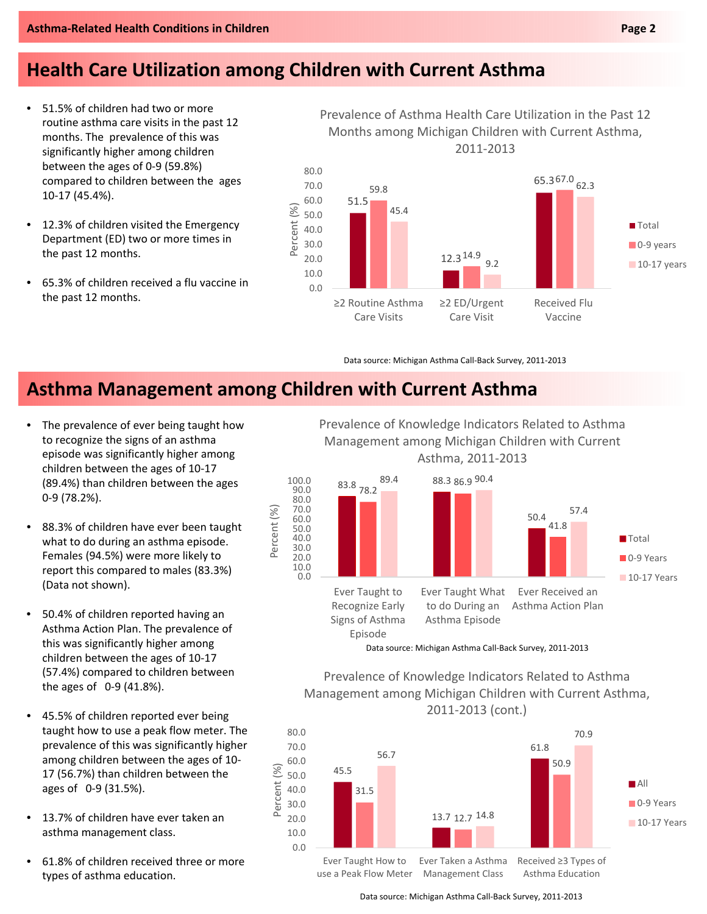## Health Care Utilization among Children with Current Asthma

- 51.5% of children had two or more routine asthma care visits in the past 12 months. The prevalence of this was significantly higher among children between the ages of 0-9 (59.8%) compared to children between the ages 10-17 (45.4%).
- 12.3% of children visited the Emergency Department (ED) two or more times in the past 12 months.
- 65.3% of children received a flu vaccine in the past 12 months.

**Prevalence of Asthma Health Care Utilization in the Past 12 Months among Michigan Children with Current Asthma, 2011-2013**

| | Total | 0-9 years | 10-17 years |
|---|---|---|---|
| ≥2 Routine Asthma Care Visits | 51.5 | 59.8 | 45.4 |
| ≥2 ED/Urgent Care Visit | 12.3 | 14.9 | 9.2 |
| Received Flu Vaccine | 65.3 | 67.0 | 62.3 |

Data source: Michigan Asthma Call-Back Survey, 2011-2013

## Asthma Management among Children with Current Asthma

- The prevalence of ever being taught how to recognize the signs of an asthma episode was significantly higher among children between the ages of 10-17 (89.4%) than children between the ages 0-9 (78.2%).
- 88.3% of children have ever been taught what to do during an asthma episode. Females (94.5%) were more likely to report this compared to males (83.3%) (Data not shown).
- 50.4% of children reported having an Asthma Action Plan. The prevalence of this was significantly higher among children between the ages of 10-17 (57.4%) compared to children between the ages of 0-9 (41.8%).
- 45.5% of children reported ever being taught how to use a peak flow meter. The prevalence of this was significantly higher among children between the ages of 10-17 (56.7%) than children between the ages of 0-9 (31.5%).
- 13.7% of children have ever taken an asthma management class.
- 61.8% of children received three or more types of asthma education.

**Prevalence of Knowledge Indicators Related to Asthma Management among Michigan Children with Current Asthma, 2011-2013**

| | Total | 0-9 Years | 10-17 Years |
|---|---|---|---|
| Ever Taught to Recognize Early Signs of Asthma Episode | 83.8 | 78.2 | 89.4 |
| Ever Taught What to do During an Asthma Episode | 88.3 | 86.9 | 90.4 |
| Ever Received an Asthma Action Plan | 50.4 | 41.8 | 57.4 |

Data source: Michigan Asthma Call-Back Survey, 2011-2013

**Prevalence of Knowledge Indicators Related to Asthma Management among Michigan Children with Current Asthma, 2011-2013 (cont.)**

| | All | 0-9 Years | 10-17 Years |
|---|---|---|---|
| Ever Taught How to use a Peak Flow Meter | 45.5 | 31.5 | 56.7 |
| Ever Taken a Asthma Management Class | 13.7 | 12.7 | 14.8 |
| Received ≥3 Types of Asthma Education | 61.8 | 50.9 | 70.9 |

Data source: Michigan Asthma Call-Back Survey, 2011-2013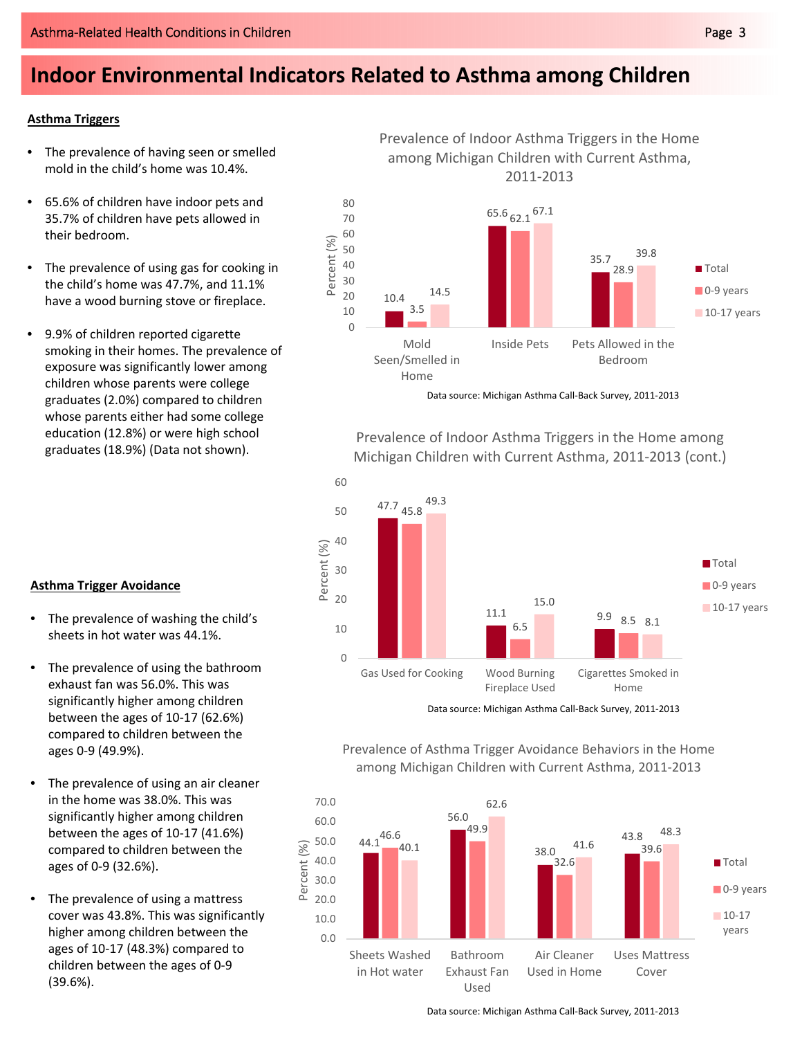# Indoor Environmental Indicators Related to Asthma among Children

## Asthma Triggers

- The prevalence of having seen or smelled mold in the child's home was 10.4%.
- 65.6% of children have indoor pets and 35.7% of children have pets allowed in their bedroom.
- The prevalence of using gas for cooking in the child's home was 47.7%, and 11.1% have a wood burning stove or fireplace.
- 9.9% of children reported cigarette smoking in their homes. The prevalence of exposure was significantly lower among children whose parents were college graduates (2.0%) compared to children whose parents either had some college education (12.8%) or were high school graduates (18.9%) (Data not shown).

Prevalence of Indoor Asthma Triggers in the Home among Michigan Children with Current Asthma, 2011-2013

| | Total | 0-9 years | 10-17 years |
|---|---|---|---|
| Mold Seen/Smelled in Home | 10.4 | 3.5 | 14.5 |
| Inside Pets | 65.6 | 62.1 | 67.1 |
| Pets Allowed in the Bedroom | 35.7 | 28.9 | 39.8 |

Data source: Michigan Asthma Call-Back Survey, 2011-2013

Prevalence of Indoor Asthma Triggers in the Home among Michigan Children with Current Asthma, 2011-2013 (cont.)

| | Total | 0-9 years | 10-17 years |
|---|---|---|---|
| Gas Used for Cooking | 47.7 | 45.8 | 49.3 |
| Wood Burning Fireplace Used | 11.1 | 6.5 | 15.0 |
| Cigarettes Smoked in Home | 9.9 | 8.5 | 8.1 |

Data source: Michigan Asthma Call-Back Survey, 2011-2013

## Asthma Trigger Avoidance

- The prevalence of washing the child's sheets in hot water was 44.1%.
- The prevalence of using the bathroom exhaust fan was 56.0%. This was significantly higher among children between the ages of 10-17 (62.6%) compared to children between the ages 0-9 (49.9%).
- The prevalence of using an air cleaner in the home was 38.0%. This was significantly higher among children between the ages of 10-17 (41.6%) compared to children between the ages of 0-9 (32.6%).
- The prevalence of using a mattress cover was 43.8%. This was significantly higher among children between the ages of 10-17 (48.3%) compared to children between the ages of 0-9 (39.6%).

Prevalence of Asthma Trigger Avoidance Behaviors in the Home among Michigan Children with Current Asthma, 2011-2013

| | Total | 0-9 years | 10-17 years |
|---|---|---|---|
| Sheets Washed in Hot water | 44.1 | 46.6 | 40.1 |
| Bathroom Exhaust Fan Used | 56.0 | 49.9 | 62.6 |
| Air Cleaner Used in Home | 38.0 | 32.6 | 41.6 |
| Uses Mattress Cover | 43.8 | 39.6 | 48.3 |

Data source: Michigan Asthma Call-Back Survey, 2011-2013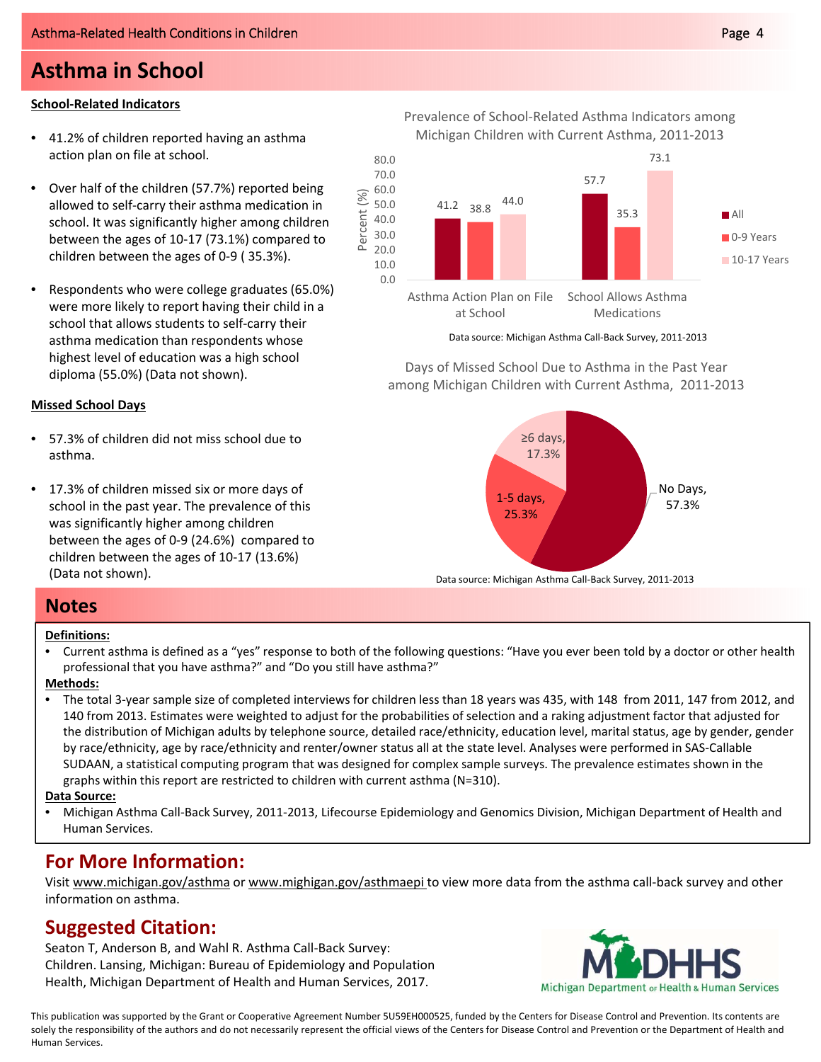# Asthma in School

**School-Related Indicators**

- 41.2% of children reported having an asthma action plan on file at school.
- Over half of the children (57.7%) reported being allowed to self-carry their asthma medication in school. It was significantly higher among children between the ages of 10-17 (73.1%) compared to children between the ages of 0-9 ( 35.3%).
- Respondents who were college graduates (65.0%) were more likely to report having their child in a school that allows students to self-carry their asthma medication than respondents whose highest level of education was a high school diploma (55.0%) (Data not shown).

Prevalence of School-Related Asthma Indicators among Michigan Children with Current Asthma, 2011-2013

Percent (%)

80.0
70.0
60.0
50.0
40.0
30.0
20.0
10.0
0.0

Asthma Action Plan on File at School: 41.2, 38.8, 44.0

School Allows Asthma Medications: 57.7, 35.3, 73.1

All
0-9 Years
10-17 Years

Data source: Michigan Asthma Call-Back Survey, 2011-2013

**Missed School Days**

- 57.3% of children did not miss school due to asthma.
- 17.3% of children missed six or more days of school in the past year. The prevalence of this was significantly higher among children between the ages of 0-9 (24.6%) compared to children between the ages of 10-17 (13.6%) (Data not shown).

Days of Missed School Due to Asthma in the Past Year among Michigan Children with Current Asthma, 2011-2013

≥6 days, 17.3%
1-5 days, 25.3%
No Days, 57.3%

Data source: Michigan Asthma Call-Back Survey, 2011-2013

## Notes

**Definitions:**

- Current asthma is defined as a "yes" response to both of the following questions: "Have you ever been told by a doctor or other health professional that you have asthma?" and "Do you still have asthma?"

**Methods:**

- The total 3-year sample size of completed interviews for children less than 18 years was 435, with 148 from 2011, 147 from 2012, and 140 from 2013. Estimates were weighted to adjust for the probabilities of selection and a raking adjustment factor that adjusted for the distribution of Michigan adults by telephone source, detailed race/ethnicity, education level, marital status, age by gender, gender by race/ethnicity, age by race/ethnicity and renter/owner status all at the state level. Analyses were performed in SAS-Callable SUDAAN, a statistical computing program that was designed for complex sample surveys. The prevalence estimates shown in the graphs within this report are restricted to children with current asthma (N=310).

**Data Source:**

- Michigan Asthma Call-Back Survey, 2011-2013, Lifecourse Epidemiology and Genomics Division, Michigan Department of Health and Human Services.

## For More Information:

Visit www.michigan.gov/asthma or www.mighigan.gov/asthmaepi to view more data from the asthma call-back survey and other information on asthma.

## Suggested Citation:

Seaton T, Anderson B, and Wahl R. Asthma Call-Back Survey: Children. Lansing, Michigan: Bureau of Epidemiology and Population Health, Michigan Department of Health and Human Services, 2017.

MDHHS
Michigan Department of Health & Human Services

This publication was supported by the Grant or Cooperative Agreement Number 5U59EH000525, funded by the Centers for Disease Control and Prevention. Its contents are solely the responsibility of the authors and do not necessarily represent the official views of the Centers for Disease Control and Prevention or the Department of Health and Human Services.